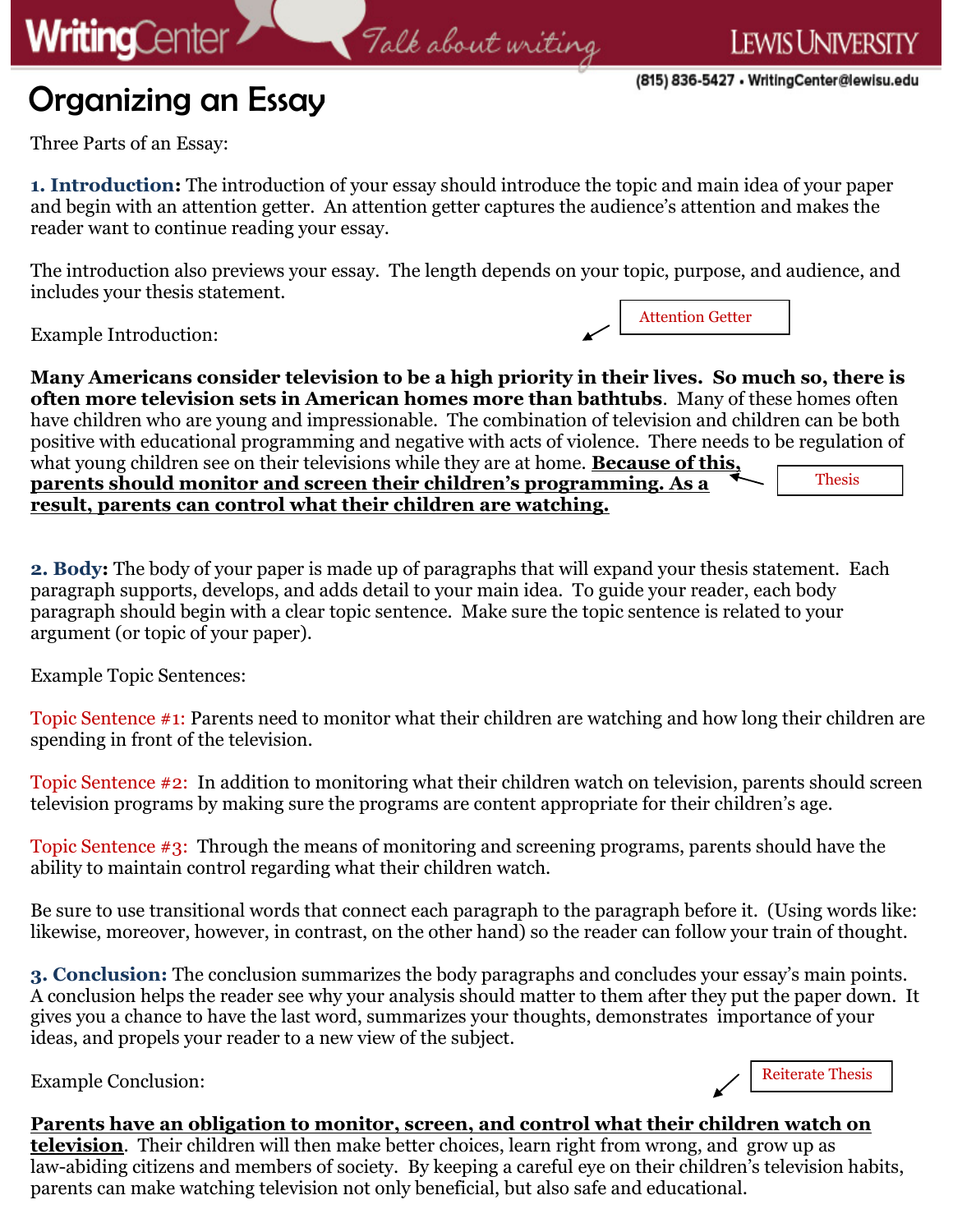# Organizing an Essay

Three Parts of an Essay:

**1. Introduction:** The introduction of your essay should introduce the topic and main idea of your paper and begin with an attention getter. An attention getter captures the audience's attention and makes the reader want to continue reading your essay.

The introduction also previews your essay. The length depends on your topic, purpose, and audience, and includes your thesis statement.

Example Introduction: ← Attention Getter

**Many Americans consider television to be a high priority in their lives. So much so, there is often more television sets in American homes more than bathtubs**. Many of these homes often have children who are young and impressionable. The combination of television and children can be both positive with educational programming and negative with acts of violence. There needs to be regulation of what young children see on their televisions while they are at home. <u>**Because of this, parents should monitor and screen their children's programming. As a result, parents can control what their children are watching.**</u> ← Thesis

**2. Body:** The body of your paper is made up of paragraphs that will expand your thesis statement. Each paragraph supports, develops, and adds detail to your main idea. To guide your reader, each body paragraph should begin with a clear topic sentence. Make sure the topic sentence is related to your argument (or topic of your paper).

Example Topic Sentences:

Topic Sentence #1: Parents need to monitor what their children are watching and how long their children are spending in front of the television.

Topic Sentence #2: In addition to monitoring what their children watch on television, parents should screen television programs by making sure the programs are content appropriate for their children's age.

Topic Sentence #3: Through the means of monitoring and screening programs, parents should have the ability to maintain control regarding what their children watch.

Be sure to use transitional words that connect each paragraph to the paragraph before it. (Using words like: likewise, moreover, however, in contrast, on the other hand) so the reader can follow your train of thought.

**3. Conclusion:** The conclusion summarizes the body paragraphs and concludes your essay's main points. A conclusion helps the reader see why your analysis should matter to them after they put the paper down. It gives you a chance to have the last word, summarizes your thoughts, demonstrates importance of your ideas, and propels your reader to a new view of the subject.

Example Conclusion: ← Reiterate Thesis

<u>**Parents have an obligation to monitor, screen, and control what their children watch on television**</u>. Their children will then make better choices, learn right from wrong, and grow up as law-abiding citizens and members of society. By keeping a careful eye on their children's television habits, parents can make watching television not only beneficial, but also safe and educational.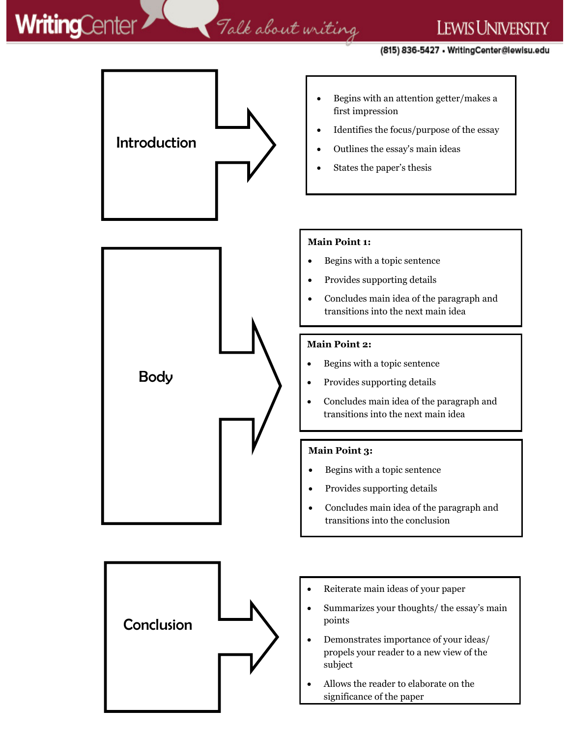## Introduction

- Begins with an attention getter/makes a first impression
- Identifies the focus/purpose of the essay
- Outlines the essay's main ideas
- States the paper's thesis

## Body

**Main Point 1:**

- Begins with a topic sentence
- Provides supporting details
- Concludes main idea of the paragraph and transitions into the next main idea

**Main Point 2:**

- Begins with a topic sentence
- Provides supporting details
- Concludes main idea of the paragraph and transitions into the next main idea

**Main Point 3:**

- Begins with a topic sentence
- Provides supporting details
- Concludes main idea of the paragraph and transitions into the conclusion

## Conclusion

- Reiterate main ideas of your paper
- Summarizes your thoughts/ the essay's main points
- Demonstrates importance of your ideas/ propels your reader to a new view of the subject
- Allows the reader to elaborate on the significance of the paper